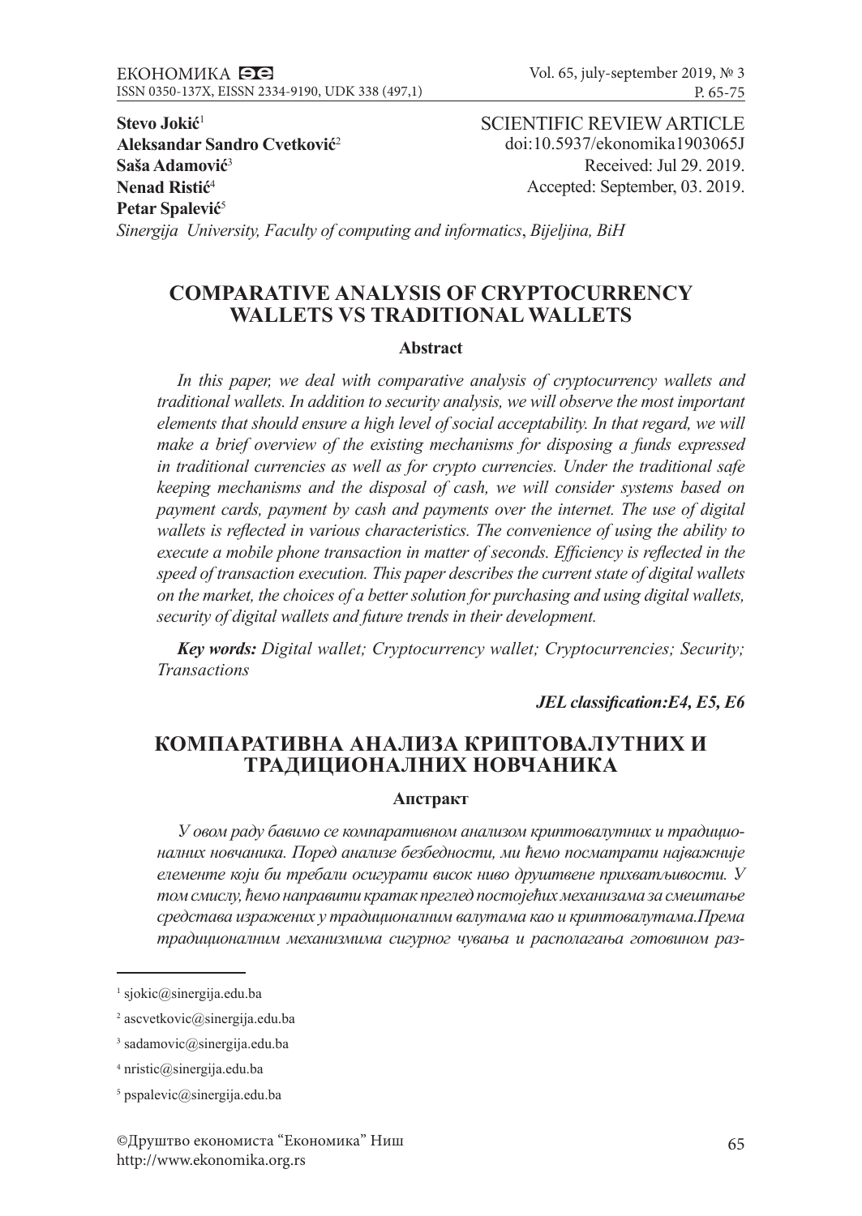**Stevo Jokić**[1]
**Aleksandar Sandro Cvetković**[2]
**Saša Adamović**[3]
**Nenad Ristić**[4]
**Petar Spalević**[5]

*Sinergija University, Faculty of computing and informatics*, *Bijeljina, BiH*

SCIENTIFIC REVIEW ARTICLE
doi:10.5937/ekonomika1903065J
Received: Jul 29. 2019.
Accepted: September, 03. 2019.

# COMPARATIVE ANALYSIS OF CRYPTOCURRENCY WALLETS VS TRADITIONAL WALLETS

### Abstract

*In this paper, we deal with comparative analysis of cryptocurrency wallets and traditional wallets. In addition to security analysis, we will observe the most important elements that should ensure a high level of social acceptability. In that regard, we will make a brief overview of the existing mechanisms for disposing a funds expressed in traditional currencies as well as for crypto currencies. Under the traditional safe keeping mechanisms and the disposal of cash, we will consider systems based on payment cards, payment by cash and payments over the internet. The use of digital wallets is reflected in various characteristics. The convenience of using the ability to execute a mobile phone transaction in matter of seconds. Efficiency is reflected in the speed of transaction execution. This paper describes the current state of digital wallets on the market, the choices of a better solution for purchasing and using digital wallets, security of digital wallets and future trends in their development.*

***Key words:*** *Digital wallet; Cryptocurrency wallet; Cryptocurrencies; Security; Transactions*

***JEL classification:E4, E5, E6***

# КОМПАРАТИВНА АНАЛИЗА КРИПТОВАЛУТНИХ И ТРАДИЦИОНАЛНИХ НОВЧАНИКА

### Апстракт

*У овом раду бавимо се компаративном анализом криптовалутних и традиционалних новчаника. Поред анализе безбедности, ми ћемо посматрати најважније елементе који би требали осигурати висок ниво друштвене прихватљивости. У том смислу, ћемо направити кратак преглед постојећих механизама за смештање средстава изражених у традиционалним валутама као и криптовалутама.Према традиционалним механизмима сигурног чувања и располагања готовином раз-*

---

[1] sjokic@sinergija.edu.ba

[2] ascvetkovic@sinergija.edu.ba

[3] sadamovic@sinergija.edu.ba

[4] nristic@sinergija.edu.ba

[5] pspalevic@sinergija.edu.ba

©Друштво економиста "Економика" Ниш
http://www.ekonomika.org.rs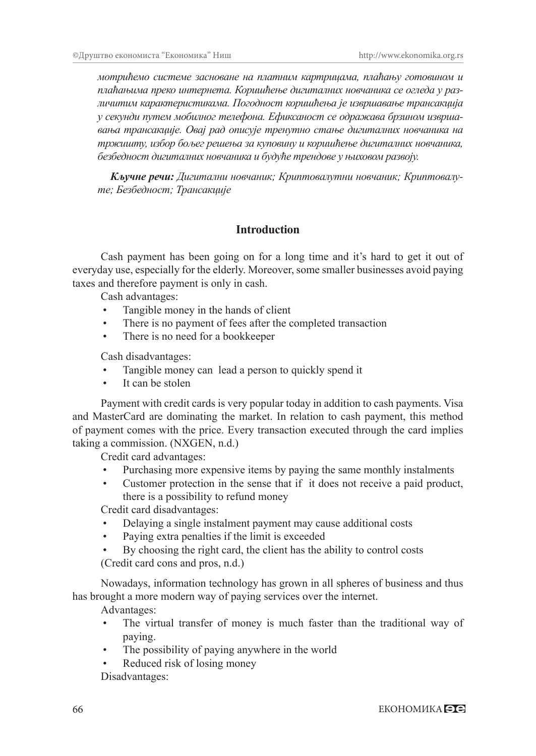*мотрићемо системе засноване на платним картрицама, плаћању готовином и плаћањима преко интернета. Коришћење дигиталних новчаника се огледа у различитим карактеристикама. Погодност коришћења је извршавање трансакција у секунди путем мобилног телефона. Ефикасност се одражава брзином извршавања трансакције. Овај рад описује тренутно стање дигиталних новчаника на тржишту, избор бољег решења за куповину и коришћење дигиталних новчаника, безбедност дигиталних новчаника и будуће трендове у њиховом развоју.*

***Кључне речи:*** *Дигитални новчаник; Криптовалутни новчаник; Криптовалуте; Безбедност; Трансакције*

## Introduction

Cash payment has been going on for a long time and it's hard to get it out of everyday use, especially for the elderly. Moreover, some smaller businesses avoid paying taxes and therefore payment is only in cash.

Cash advantages:

- Tangible money in the hands of client
- There is no payment of fees after the completed transaction
- There is no need for a bookkeeper

Cash disadvantages:

- Tangible money can lead a person to quickly spend it
- It can be stolen

Payment with credit cards is very popular today in addition to cash payments. Visa and MasterCard are dominating the market. In relation to cash payment, this method of payment comes with the price. Every transaction executed through the card implies taking a commission. (NXGEN, n.d.)

Credit card advantages:

- Purchasing more expensive items by paying the same monthly instalments
- Customer protection in the sense that if it does not receive a paid product, there is a possibility to refund money

Credit card disadvantages:

- Delaying a single instalment payment may cause additional costs
- Paying extra penalties if the limit is exceeded
- By choosing the right card, the client has the ability to control costs

(Credit card cons and pros, n.d.)

Nowadays, information technology has grown in all spheres of business and thus has brought a more modern way of paying services over the internet.

Advantages:

- The virtual transfer of money is much faster than the traditional way of paying.
- The possibility of paying anywhere in the world
- Reduced risk of losing money

Disadvantages: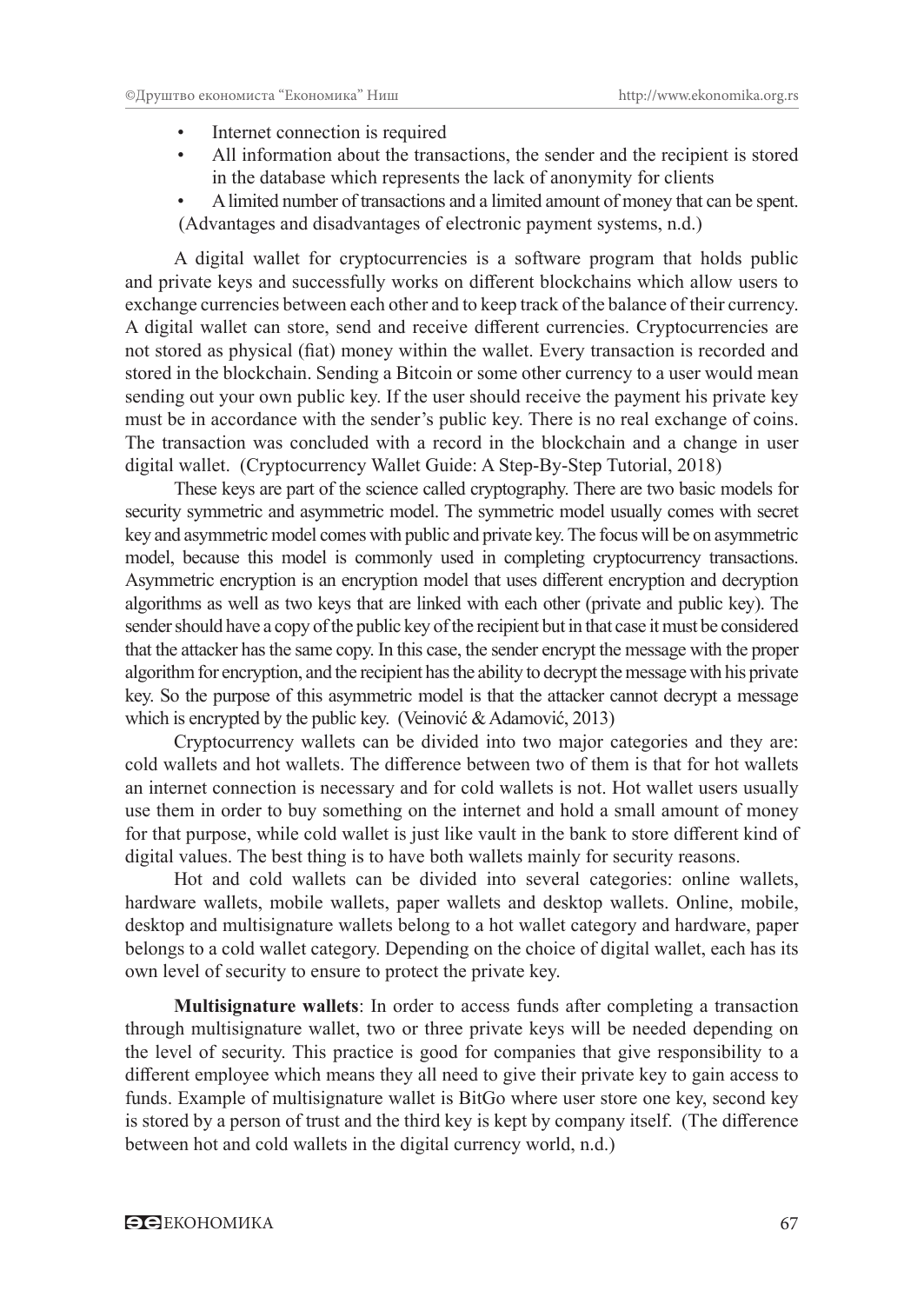- Internet connection is required
- All information about the transactions, the sender and the recipient is stored in the database which represents the lack of anonymity for clients
- A limited number of transactions and a limited amount of money that can be spent.

(Advantages and disadvantages of electronic payment systems, n.d.)

A digital wallet for cryptocurrencies is a software program that holds public and private keys and successfully works on different blockchains which allow users to exchange currencies between each other and to keep track of the balance of their currency. A digital wallet can store, send and receive different currencies. Cryptocurrencies are not stored as physical (fiat) money within the wallet. Every transaction is recorded and stored in the blockchain. Sending a Bitcoin or some other currency to a user would mean sending out your own public key. If the user should receive the payment his private key must be in accordance with the sender's public key. There is no real exchange of coins. The transaction was concluded with a record in the blockchain and a change in user digital wallet. (Cryptocurrency Wallet Guide: A Step-By-Step Tutorial, 2018)

These keys are part of the science called cryptography. There are two basic models for security symmetric and asymmetric model. The symmetric model usually comes with secret key and asymmetric model comes with public and private key. The focus will be on asymmetric model, because this model is commonly used in completing cryptocurrency transactions. Asymmetric encryption is an encryption model that uses different encryption and decryption algorithms as well as two keys that are linked with each other (private and public key). The sender should have a copy of the public key of the recipient but in that case it must be considered that the attacker has the same copy. In this case, the sender encrypt the message with the proper algorithm for encryption, and the recipient has the ability to decrypt the message with his private key. So the purpose of this asymmetric model is that the attacker cannot decrypt a message which is encrypted by the public key. (Veinović & Adamović, 2013)

Cryptocurrency wallets can be divided into two major categories and they are: cold wallets and hot wallets. The difference between two of them is that for hot wallets an internet connection is necessary and for cold wallets is not. Hot wallet users usually use them in order to buy something on the internet and hold a small amount of money for that purpose, while cold wallet is just like vault in the bank to store different kind of digital values. The best thing is to have both wallets mainly for security reasons.

Hot and cold wallets can be divided into several categories: online wallets, hardware wallets, mobile wallets, paper wallets and desktop wallets. Online, mobile, desktop and multisignature wallets belong to a hot wallet category and hardware, paper belongs to a cold wallet category. Depending on the choice of digital wallet, each has its own level of security to ensure to protect the private key.

**Multisignature wallets**: In order to access funds after completing a transaction through multisignature wallet, two or three private keys will be needed depending on the level of security. This practice is good for companies that give responsibility to a different employee which means they all need to give their private key to gain access to funds. Example of multisignature wallet is BitGo where user store one key, second key is stored by a person of trust and the third key is kept by company itself. (The difference between hot and cold wallets in the digital currency world, n.d.)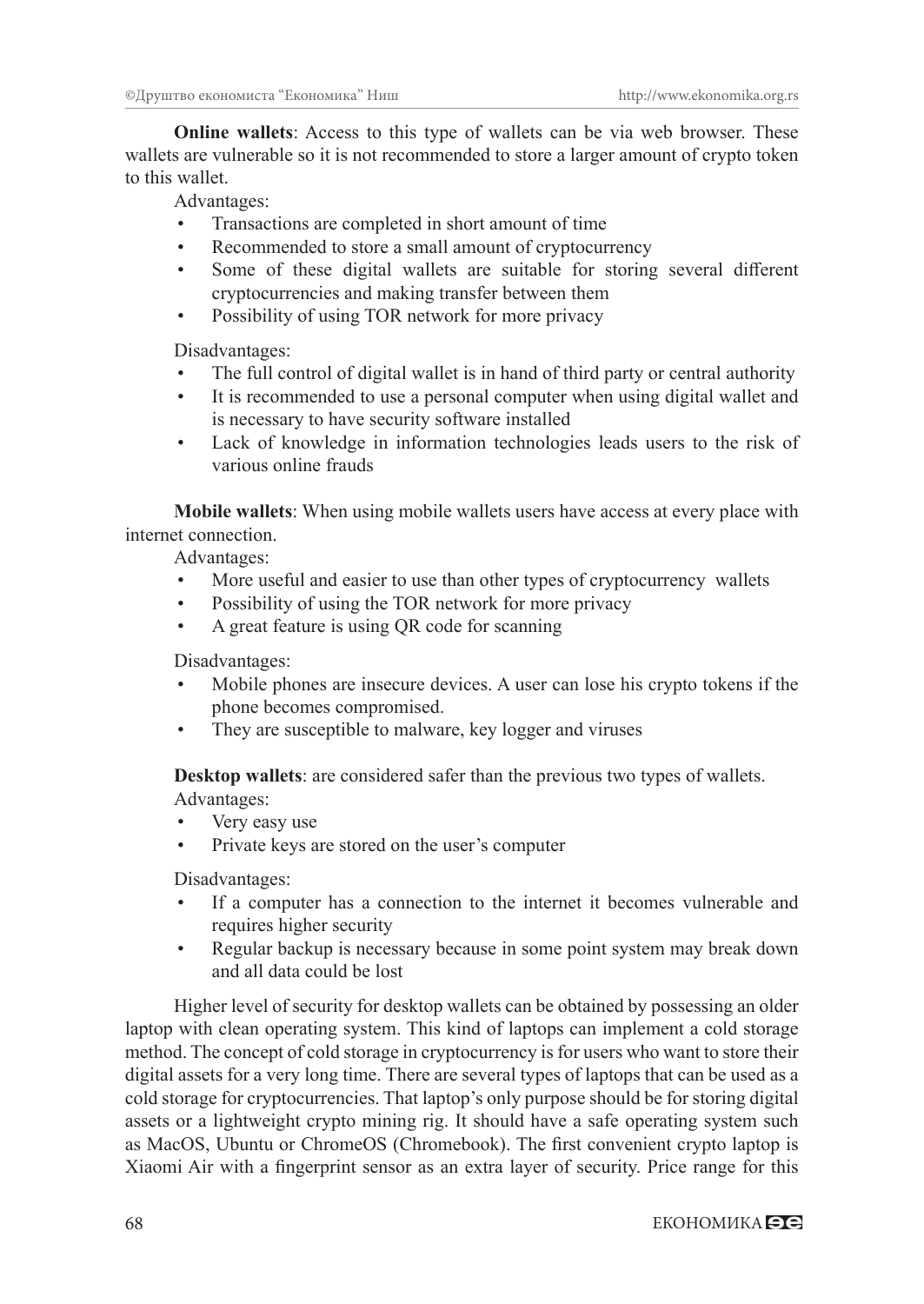**Online wallets**: Access to this type of wallets can be via web browser. These wallets are vulnerable so it is not recommended to store a larger amount of crypto token to this wallet.

Advantages:

- Transactions are completed in short amount of time
- Recommended to store a small amount of cryptocurrency
- Some of these digital wallets are suitable for storing several different cryptocurrencies and making transfer between them
- Possibility of using TOR network for more privacy

Disadvantages:

- The full control of digital wallet is in hand of third party or central authority
- It is recommended to use a personal computer when using digital wallet and is necessary to have security software installed
- Lack of knowledge in information technologies leads users to the risk of various online frauds

**Mobile wallets**: When using mobile wallets users have access at every place with internet connection.

Advantages:

- More useful and easier to use than other types of cryptocurrency wallets
- Possibility of using the TOR network for more privacy
- A great feature is using QR code for scanning

Disadvantages:

- Mobile phones are insecure devices. A user can lose his crypto tokens if the phone becomes compromised.
- They are susceptible to malware, key logger and viruses

**Desktop wallets**: are considered safer than the previous two types of wallets.

Advantages:

- Very easy use
- Private keys are stored on the user's computer

Disadvantages:

- If a computer has a connection to the internet it becomes vulnerable and requires higher security
- Regular backup is necessary because in some point system may break down and all data could be lost

Higher level of security for desktop wallets can be obtained by possessing an older laptop with clean operating system. This kind of laptops can implement a cold storage method. The concept of cold storage in cryptocurrency is for users who want to store their digital assets for a very long time. There are several types of laptops that can be used as a cold storage for cryptocurrencies. That laptop's only purpose should be for storing digital assets or a lightweight crypto mining rig. It should have a safe operating system such as MacOS, Ubuntu or ChromeOS (Chromebook). The first convenient crypto laptop is Xiaomi Air with a fingerprint sensor as an extra layer of security. Price range for this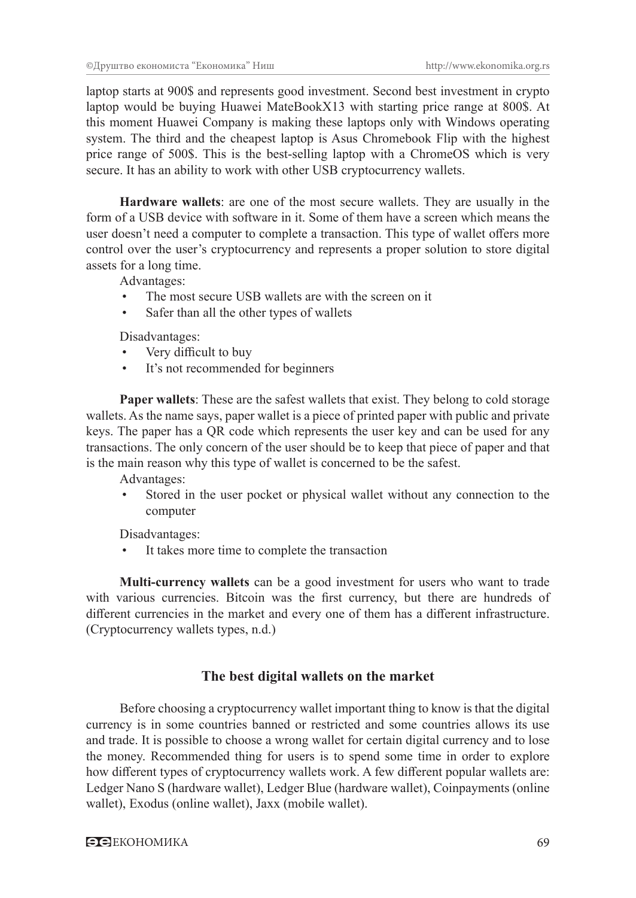laptop starts at 900$ and represents good investment. Second best investment in crypto laptop would be buying Huawei MateBookX13 with starting price range at 800$. At this moment Huawei Company is making these laptops only with Windows operating system. The third and the cheapest laptop is Asus Chromebook Flip with the highest price range of 500$. This is the best-selling laptop with a ChromeOS which is very secure. It has an ability to work with other USB cryptocurrency wallets.

**Hardware wallets**: are one of the most secure wallets. They are usually in the form of a USB device with software in it. Some of them have a screen which means the user doesn't need a computer to complete a transaction. This type of wallet offers more control over the user's cryptocurrency and represents a proper solution to store digital assets for a long time.

Advantages:

- The most secure USB wallets are with the screen on it
- Safer than all the other types of wallets

Disadvantages:

- Very difficult to buy
- It's not recommended for beginners

**Paper wallets**: These are the safest wallets that exist. They belong to cold storage wallets. As the name says, paper wallet is a piece of printed paper with public and private keys. The paper has a QR code which represents the user key and can be used for any transactions. The only concern of the user should be to keep that piece of paper and that is the main reason why this type of wallet is concerned to be the safest.

Advantages:

- Stored in the user pocket or physical wallet without any connection to the computer

Disadvantages:

- It takes more time to complete the transaction

**Multi-currency wallets** can be a good investment for users who want to trade with various currencies. Bitcoin was the first currency, but there are hundreds of different currencies in the market and every one of them has a different infrastructure. (Cryptocurrency wallets types, n.d.)

## The best digital wallets on the market

Before choosing a cryptocurrency wallet important thing to know is that the digital currency is in some countries banned or restricted and some countries allows its use and trade. It is possible to choose a wrong wallet for certain digital currency and to lose the money. Recommended thing for users is to spend some time in order to explore how different types of cryptocurrency wallets work. A few different popular wallets are: Ledger Nano S (hardware wallet), Ledger Blue (hardware wallet), Coinpayments (online wallet), Exodus (online wallet), Jaxx (mobile wallet).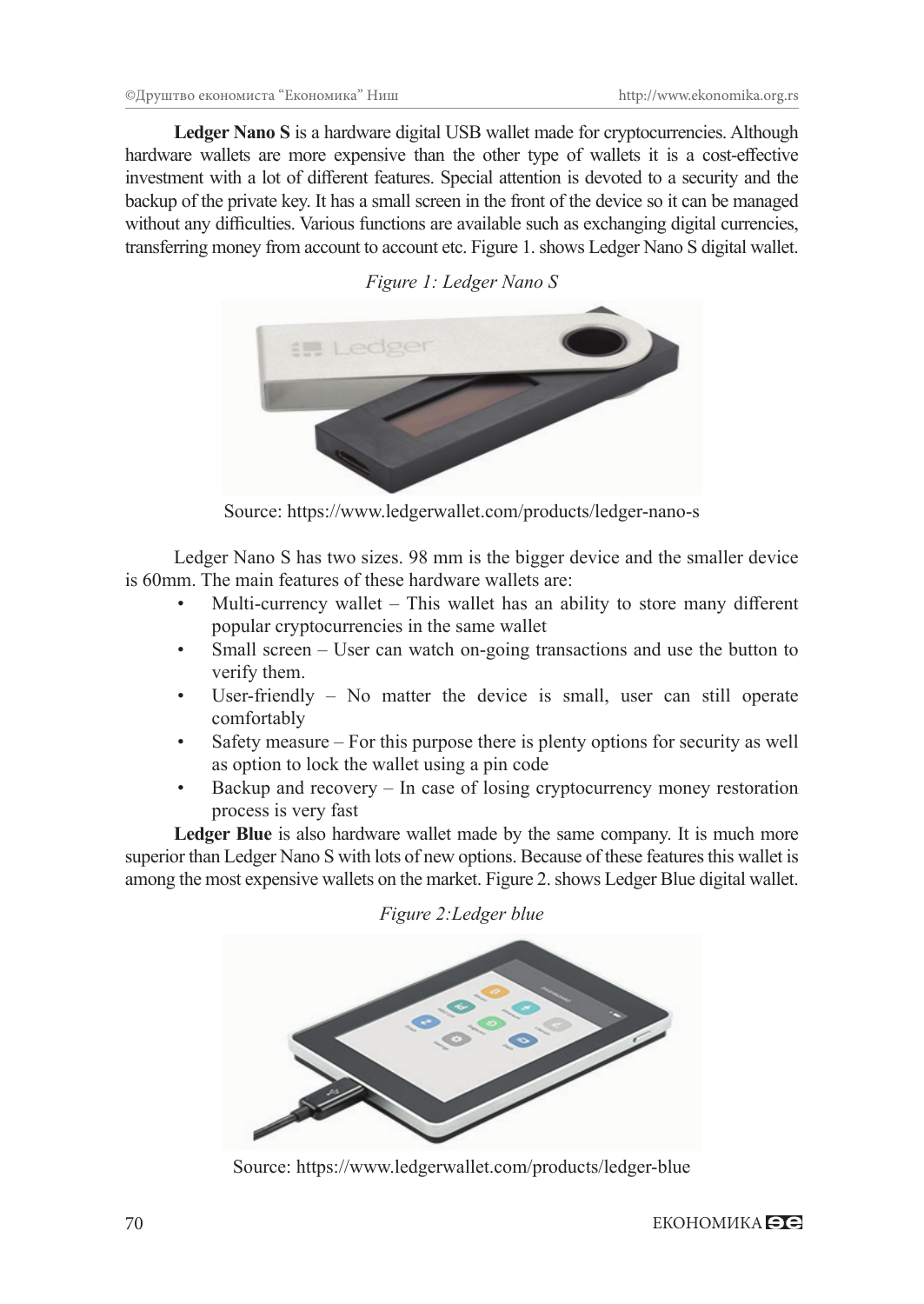**Ledger Nano S** is a hardware digital USB wallet made for cryptocurrencies. Although hardware wallets are more expensive than the other type of wallets it is a cost-effective investment with a lot of different features. Special attention is devoted to a security and the backup of the private key. It has a small screen in the front of the device so it can be managed without any difficulties. Various functions are available such as exchanging digital currencies, transferring money from account to account etc. Figure 1. shows Ledger Nano S digital wallet.

*Figure 1: Ledger Nano S*

Source: https://www.ledgerwallet.com/products/ledger-nano-s

Ledger Nano S has two sizes. 98 mm is the bigger device and the smaller device is 60mm. The main features of these hardware wallets are:

- Multi-currency wallet – This wallet has an ability to store many different popular cryptocurrencies in the same wallet
- Small screen – User can watch on-going transactions and use the button to verify them.
- User-friendly – No matter the device is small, user can still operate comfortably
- Safety measure – For this purpose there is plenty options for security as well as option to lock the wallet using a pin code
- Backup and recovery – In case of losing cryptocurrency money restoration process is very fast

**Ledger Blue** is also hardware wallet made by the same company. It is much more superior than Ledger Nano S with lots of new options. Because of these features this wallet is among the most expensive wallets on the market. Figure 2. shows Ledger Blue digital wallet.

*Figure 2:Ledger blue*

Source: https://www.ledgerwallet.com/products/ledger-blue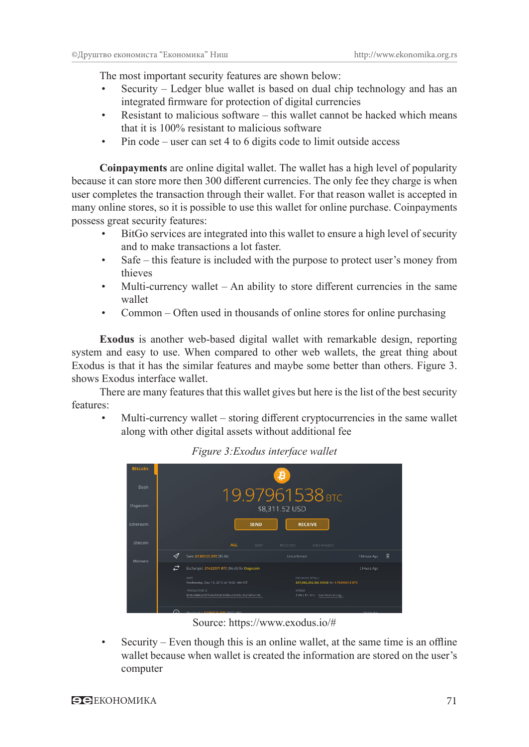The most important security features are shown below:

- Security – Ledger blue wallet is based on dual chip technology and has an integrated firmware for protection of digital currencies
- Resistant to malicious software – this wallet cannot be hacked which means that it is 100% resistant to malicious software
- Pin code – user can set 4 to 6 digits code to limit outside access

**Coinpayments** are online digital wallet. The wallet has a high level of popularity because it can store more then 300 different currencies. The only fee they charge is when user completes the transaction through their wallet. For that reason wallet is accepted in many online stores, so it is possible to use this wallet for online purchase. Coinpayments possess great security features:

- BitGo services are integrated into this wallet to ensure a high level of security and to make transactions a lot faster.
- Safe – this feature is included with the purpose to protect user's money from thieves
- Multi-currency wallet – An ability to store different currencies in the same wallet
- Common – Often used in thousands of online stores for online purchasing

**Exodus** is another web-based digital wallet with remarkable design, reporting system and easy to use. When compared to other web wallets, the great thing about Exodus is that it has the similar features and maybe some better than others. Figure 3. shows Exodus interface wallet.

There are many features that this wallet gives but here is the list of the best security features:

- Multi-currency wallet – storing different cryptocurrencies in the same wallet along with other digital assets without additional fee

*Figure 3:Exodus interface wallet*

Source: https://www.exodus.io/#

- Security – Even though this is an online wallet, at the same time is an offline wallet because when wallet is created the information are stored on the user's computer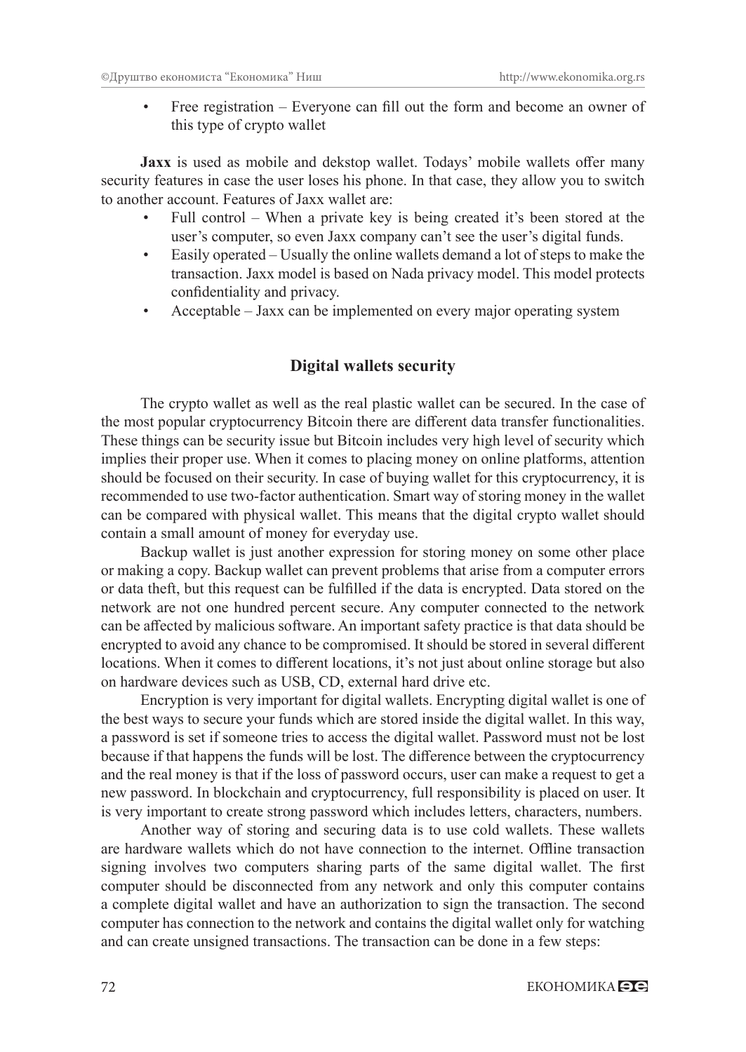- Free registration – Everyone can fill out the form and become an owner of this type of crypto wallet

**Jaxx** is used as mobile and dekstop wallet. Todays' mobile wallets offer many security features in case the user loses his phone. In that case, they allow you to switch to another account. Features of Jaxx wallet are:

- Full control – When a private key is being created it's been stored at the user's computer, so even Jaxx company can't see the user's digital funds.
- Easily operated – Usually the online wallets demand a lot of steps to make the transaction. Jaxx model is based on Nada privacy model. This model protects confidentiality and privacy.
- Acceptable – Jaxx can be implemented on every major operating system

## Digital wallets security

The crypto wallet as well as the real plastic wallet can be secured. In the case of the most popular cryptocurrency Bitcoin there are different data transfer functionalities. These things can be security issue but Bitcoin includes very high level of security which implies their proper use. When it comes to placing money on online platforms, attention should be focused on their security. In case of buying wallet for this cryptocurrency, it is recommended to use two-factor authentication. Smart way of storing money in the wallet can be compared with physical wallet. This means that the digital crypto wallet should contain a small amount of money for everyday use.

Backup wallet is just another expression for storing money on some other place or making a copy. Backup wallet can prevent problems that arise from a computer errors or data theft, but this request can be fulfilled if the data is encrypted. Data stored on the network are not one hundred percent secure. Any computer connected to the network can be affected by malicious software. An important safety practice is that data should be encrypted to avoid any chance to be compromised. It should be stored in several different locations. When it comes to different locations, it's not just about online storage but also on hardware devices such as USB, CD, external hard drive etc.

Encryption is very important for digital wallets. Encrypting digital wallet is one of the best ways to secure your funds which are stored inside the digital wallet. In this way, a password is set if someone tries to access the digital wallet. Password must not be lost because if that happens the funds will be lost. The difference between the cryptocurrency and the real money is that if the loss of password occurs, user can make a request to get a new password. In blockchain and cryptocurrency, full responsibility is placed on user. It is very important to create strong password which includes letters, characters, numbers.

Another way of storing and securing data is to use cold wallets. These wallets are hardware wallets which do not have connection to the internet. Offline transaction signing involves two computers sharing parts of the same digital wallet. The first computer should be disconnected from any network and only this computer contains a complete digital wallet and have an authorization to sign the transaction. The second computer has connection to the network and contains the digital wallet only for watching and can create unsigned transactions. The transaction can be done in a few steps: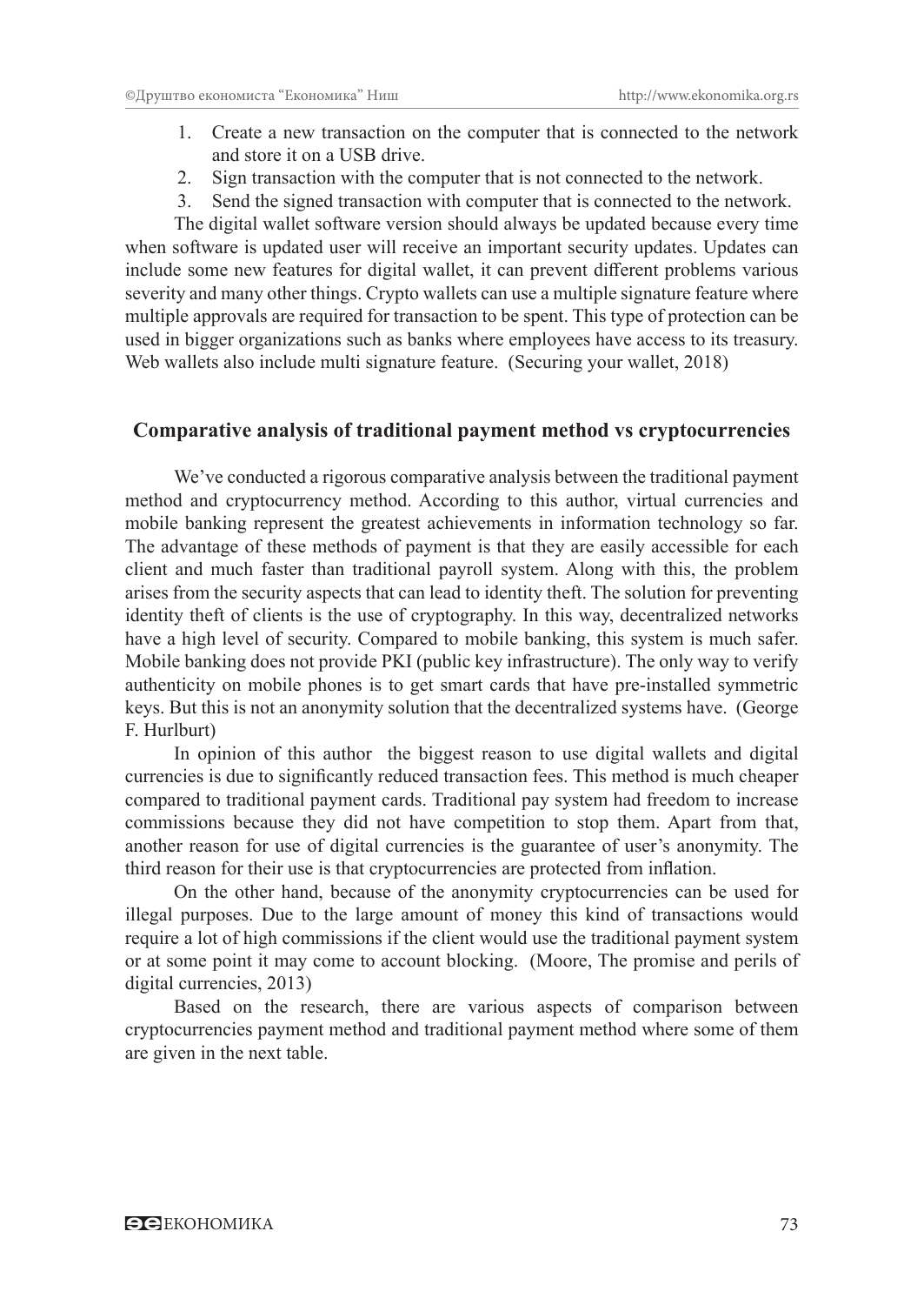1. Create a new transaction on the computer that is connected to the network and store it on a USB drive.
2. Sign transaction with the computer that is not connected to the network.
3. Send the signed transaction with computer that is connected to the network.

The digital wallet software version should always be updated because every time when software is updated user will receive an important security updates. Updates can include some new features for digital wallet, it can prevent different problems various severity and many other things. Crypto wallets can use a multiple signature feature where multiple approvals are required for transaction to be spent. This type of protection can be used in bigger organizations such as banks where employees have access to its treasury. Web wallets also include multi signature feature. (Securing your wallet, 2018)

## Comparative analysis of traditional payment method vs cryptocurrencies

We've conducted a rigorous comparative analysis between the traditional payment method and cryptocurrency method. According to this author, virtual currencies and mobile banking represent the greatest achievements in information technology so far. The advantage of these methods of payment is that they are easily accessible for each client and much faster than traditional payroll system. Along with this, the problem arises from the security aspects that can lead to identity theft. The solution for preventing identity theft of clients is the use of cryptography. In this way, decentralized networks have a high level of security. Compared to mobile banking, this system is much safer. Mobile banking does not provide PKI (public key infrastructure). The only way to verify authenticity on mobile phones is to get smart cards that have pre-installed symmetric keys. But this is not an anonymity solution that the decentralized systems have. (George F. Hurlburt)

In opinion of this author the biggest reason to use digital wallets and digital currencies is due to significantly reduced transaction fees. This method is much cheaper compared to traditional payment cards. Traditional pay system had freedom to increase commissions because they did not have competition to stop them. Apart from that, another reason for use of digital currencies is the guarantee of user's anonymity. The third reason for their use is that cryptocurrencies are protected from inflation.

On the other hand, because of the anonymity cryptocurrencies can be used for illegal purposes. Due to the large amount of money this kind of transactions would require a lot of high commissions if the client would use the traditional payment system or at some point it may come to account blocking. (Moore, The promise and perils of digital currencies, 2013)

Based on the research, there are various aspects of comparison between cryptocurrencies payment method and traditional payment method where some of them are given in the next table.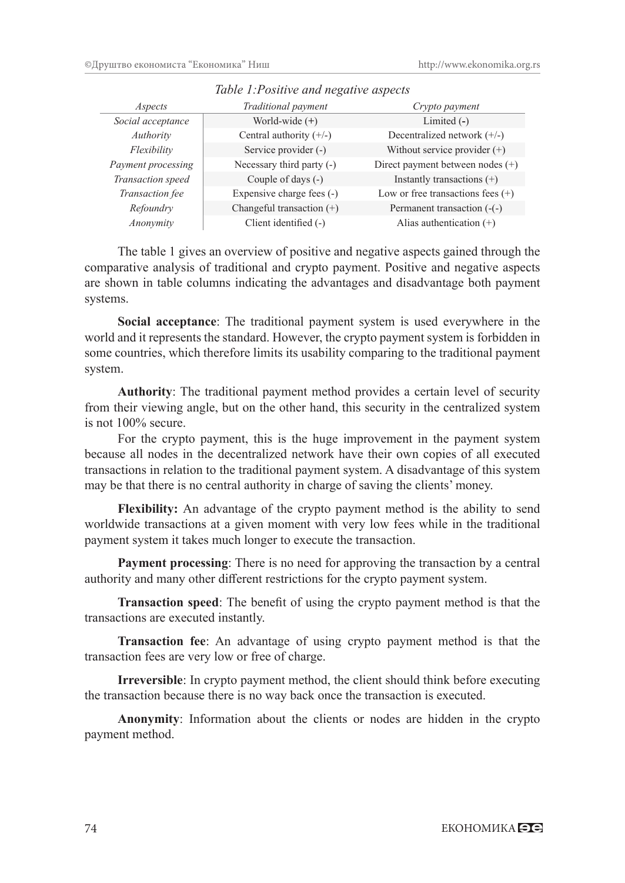*Table 1:Positive and negative aspects*

| *Aspects* | *Traditional payment* | *Crypto payment* |
|---|---|---|
| *Social acceptance* | World-wide (+) | Limited (-) |
| *Authority* | Central authority (+/-) | Decentralized network (+/-) |
| *Flexibility* | Service provider (-) | Without service provider (+) |
| *Payment processing* | Necessary third party (-) | Direct payment between nodes (+) |
| *Transaction speed* | Couple of days (-) | Instantly transactions (+) |
| *Transaction fee* | Expensive charge fees (-) | Low or free transactions fees (+) |
| *Refoundry* | Changeful transaction (+) | Permanent transaction (-(-) |
| *Anonymity* | Client identified (-) | Alias authentication (+) |

The table 1 gives an overview of positive and negative aspects gained through the comparative analysis of traditional and crypto payment. Positive and negative aspects are shown in table columns indicating the advantages and disadvantage both payment systems.

**Social acceptance**: The traditional payment system is used everywhere in the world and it represents the standard. However, the crypto payment system is forbidden in some countries, which therefore limits its usability comparing to the traditional payment system.

**Authority**: The traditional payment method provides a certain level of security from their viewing angle, but on the other hand, this security in the centralized system is not 100% secure.

For the crypto payment, this is the huge improvement in the payment system because all nodes in the decentralized network have their own copies of all executed transactions in relation to the traditional payment system. A disadvantage of this system may be that there is no central authority in charge of saving the clients' money.

**Flexibility:** An advantage of the crypto payment method is the ability to send worldwide transactions at a given moment with very low fees while in the traditional payment system it takes much longer to execute the transaction.

**Payment processing**: There is no need for approving the transaction by a central authority and many other different restrictions for the crypto payment system.

**Transaction speed**: The benefit of using the crypto payment method is that the transactions are executed instantly.

**Transaction fee**: An advantage of using crypto payment method is that the transaction fees are very low or free of charge.

**Irreversible**: In crypto payment method, the client should think before executing the transaction because there is no way back once the transaction is executed.

**Anonymity**: Information about the clients or nodes are hidden in the crypto payment method.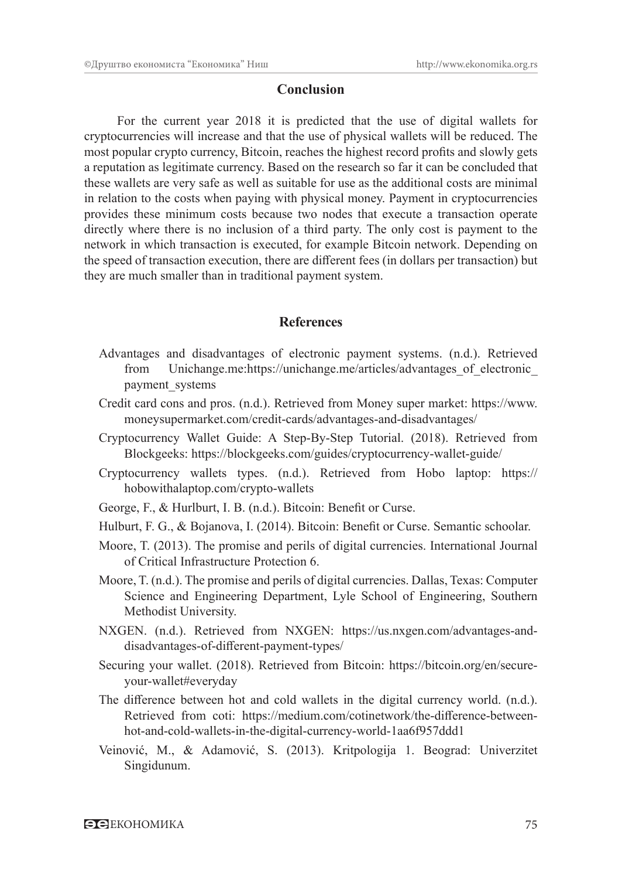## Conclusion

For the current year 2018 it is predicted that the use of digital wallets for cryptocurrencies will increase and that the use of physical wallets will be reduced. The most popular crypto currency, Bitcoin, reaches the highest record profits and slowly gets a reputation as legitimate currency. Based on the research so far it can be concluded that these wallets are very safe as well as suitable for use as the additional costs are minimal in relation to the costs when paying with physical money. Payment in cryptocurrencies provides these minimum costs because two nodes that execute a transaction operate directly where there is no inclusion of a third party. The only cost is payment to the network in which transaction is executed, for example Bitcoin network. Depending on the speed of transaction execution, there are different fees (in dollars per transaction) but they are much smaller than in traditional payment system.

## References

Advantages and disadvantages of electronic payment systems. (n.d.). Retrieved from Unichange.me:https://unichange.me/articles/advantages_of_electronic_payment_systems

Credit card cons and pros. (n.d.). Retrieved from Money super market: https://www.moneysupermarket.com/credit-cards/advantages-and-disadvantages/

Cryptocurrency Wallet Guide: A Step-By-Step Tutorial. (2018). Retrieved from Blockgeeks: https://blockgeeks.com/guides/cryptocurrency-wallet-guide/

Cryptocurrency wallets types. (n.d.). Retrieved from Hobo laptop: https://hobowithalaptop.com/crypto-wallets

George, F., & Hurlburt, I. B. (n.d.). Bitcoin: Benefit or Curse.

Hulburt, F. G., & Bojanova, I. (2014). Bitcoin: Benefit or Curse. Semantic schoolar.

Moore, T. (2013). The promise and perils of digital currencies. International Journal of Critical Infrastructure Protection 6.

Moore, T. (n.d.). The promise and perils of digital currencies. Dallas, Texas: Computer Science and Engineering Department, Lyle School of Engineering, Southern Methodist University.

NXGEN. (n.d.). Retrieved from NXGEN: https://us.nxgen.com/advantages-and-disadvantages-of-different-payment-types/

Securing your wallet. (2018). Retrieved from Bitcoin: https://bitcoin.org/en/secure-your-wallet#everyday

The difference between hot and cold wallets in the digital currency world. (n.d.). Retrieved from coti: https://medium.com/cotinetwork/the-difference-between-hot-and-cold-wallets-in-the-digital-currency-world-1aa6f957ddd1

Veinović, M., & Adamović, S. (2013). Kritpologija 1. Beograd: Univerzitet Singidunum.